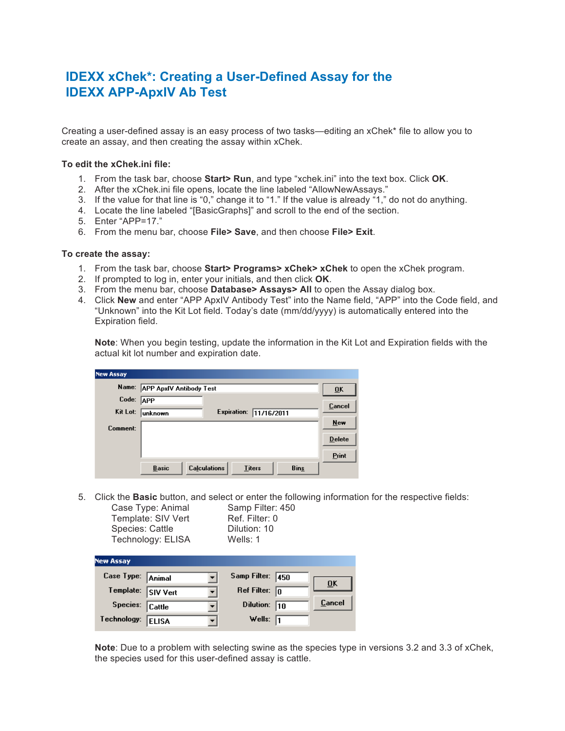# IDEXX xChek*: Creating a User-Defined Assay for the IDEXX APP-ApxIV Ab Test

Creating a user-defined assay is an easy process of two tasks—editing an xChek* file to allow you to create an assay, and then creating the assay within xChek.

**To edit the xChek.ini file:**

1. From the task bar, choose **Start> Run**, and type "xchek.ini" into the text box. Click **OK**.
2. After the xChek.ini file opens, locate the line labeled "AllowNewAssays."
3. If the value for that line is "0," change it to "1." If the value is already "1," do not do anything.
4. Locate the line labeled "[BasicGraphs]" and scroll to the end of the section.
5. Enter "APP=17."
6. From the menu bar, choose **File> Save**, and then choose **File> Exit**.

**To create the assay:**

1. From the task bar, choose **Start> Programs> xChek> xChek** to open the xChek program.
2. If prompted to log in, enter your initials, and then click **OK**.
3. From the menu bar, choose **Database> Assays> All** to open the Assay dialog box.
4. Click **New** and enter "APP ApxIV Antibody Test" into the Name field, "APP" into the Code field, and "Unknown" into the Kit Lot field. Today's date (mm/dd/yyyy) is automatically entered into the Expiration field.

   **Note**: When you begin testing, update the information in the Kit Lot and Expiration fields with the actual kit lot number and expiration date.

5. Click the **Basic** button, and select or enter the following information for the respective fields:

   | | |
   |---|---|
   | Case Type: Animal | Samp Filter: 450 |
   | Template: SIV Vert | Ref. Filter: 0 |
   | Species: Cattle | Dilution: 10 |
   | Technology: ELISA | Wells: 1 |

   **Note**: Due to a problem with selecting swine as the species type in versions 3.2 and 3.3 of xChek, the species used for this user-defined assay is cattle.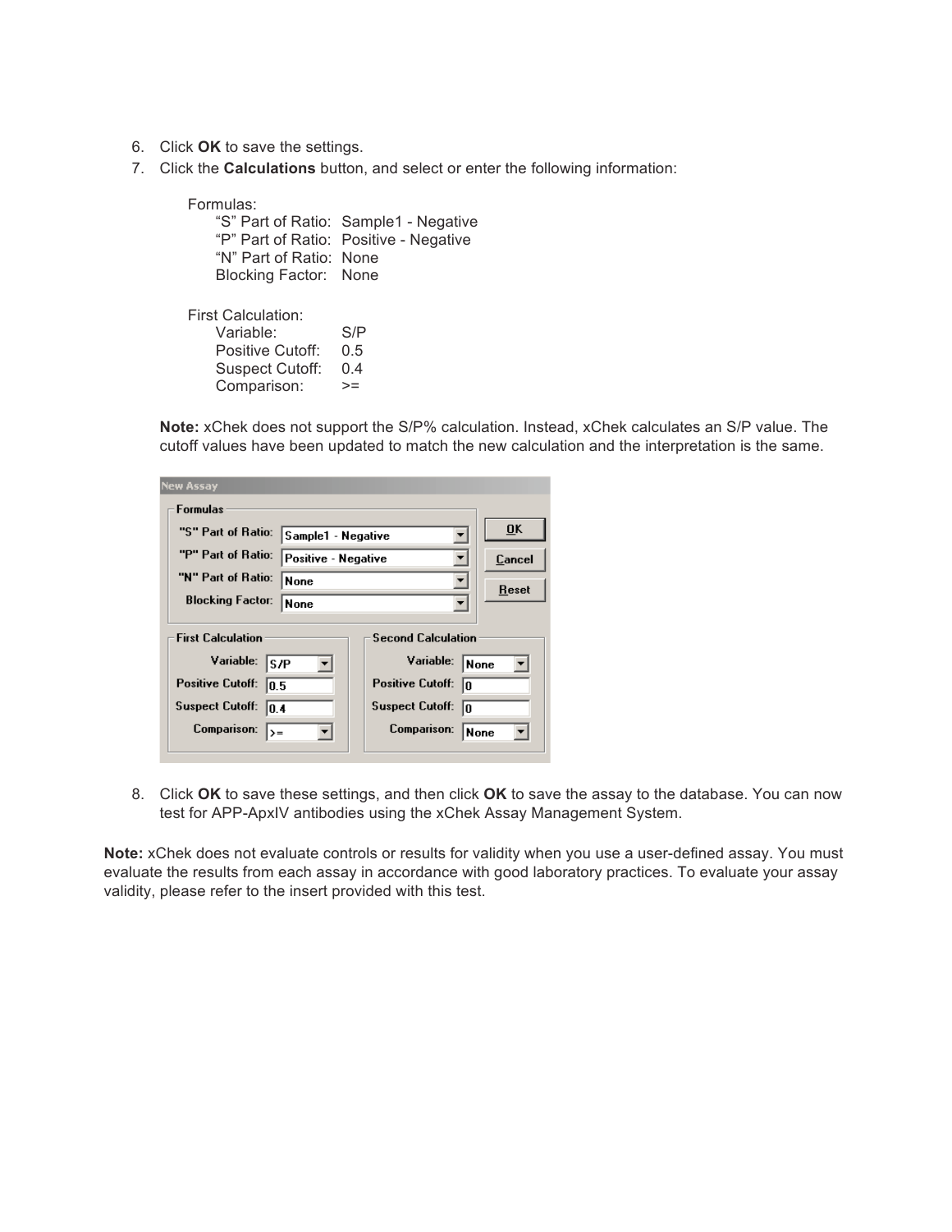6. Click **OK** to save the settings.
7. Click the **Calculations** button, and select or enter the following information:

   Formulas:

   | | |
   |---|---|
   | "S" Part of Ratio: | Sample1 - Negative |
   | "P" Part of Ratio: | Positive - Negative |
   | "N" Part of Ratio: | None |
   | Blocking Factor: | None |

   First Calculation:

   | | |
   |---|---|
   | Variable: | S/P |
   | Positive Cutoff: | 0.5 |
   | Suspect Cutoff: | 0.4 |
   | Comparison: | >= |

   **Note:** xChek does not support the S/P% calculation. Instead, xChek calculates an S/P value. The cutoff values have been updated to match the new calculation and the interpretation is the same.

8. Click **OK** to save these settings, and then click **OK** to save the assay to the database. You can now test for APP-ApxIV antibodies using the xChek Assay Management System.

**Note:** xChek does not evaluate controls or results for validity when you use a user-defined assay. You must evaluate the results from each assay in accordance with good laboratory practices. To evaluate your assay validity, please refer to the insert provided with this test.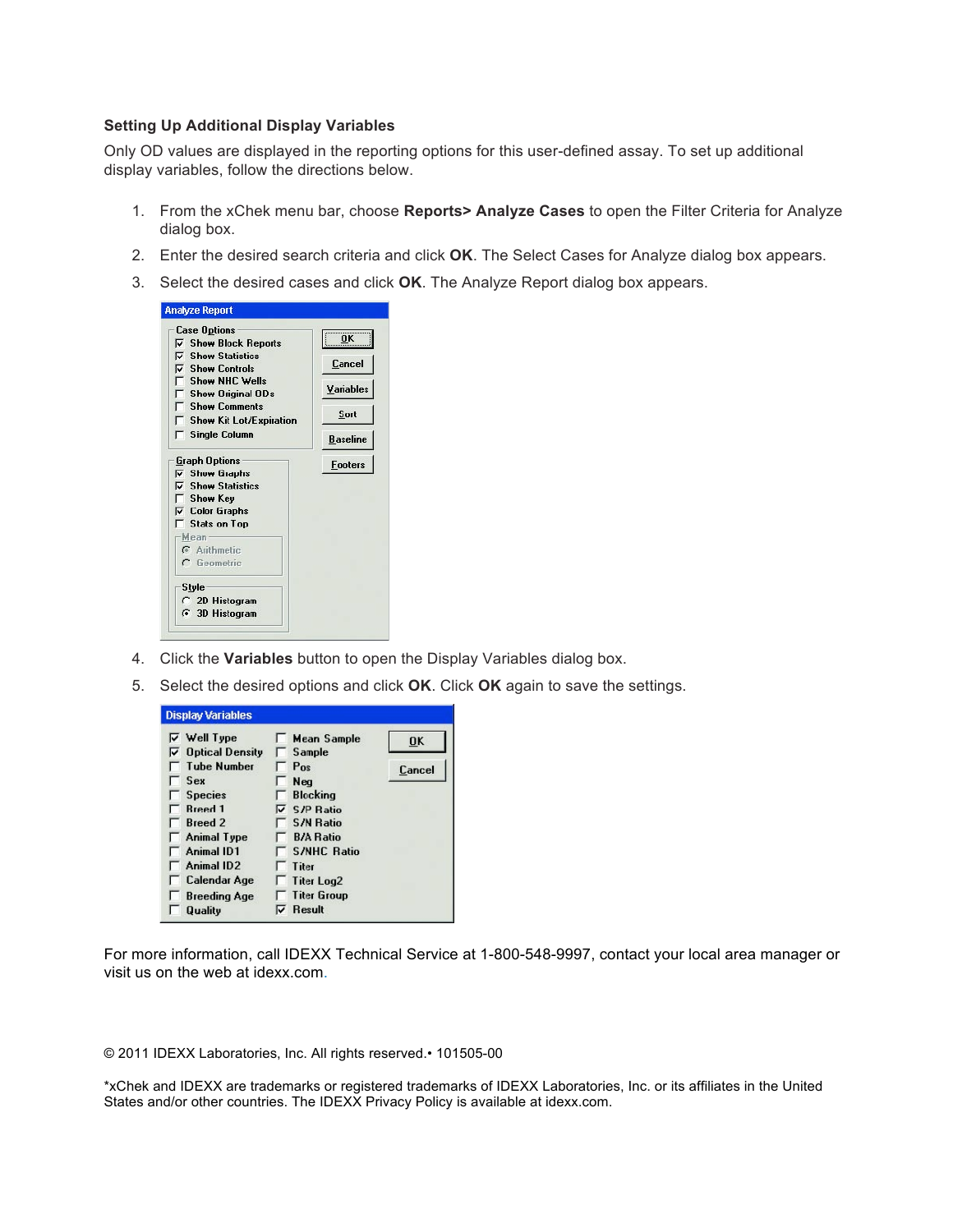**Setting Up Additional Display Variables**

Only OD values are displayed in the reporting options for this user-defined assay. To set up additional display variables, follow the directions below.

1. From the xChek menu bar, choose **Reports> Analyze Cases** to open the Filter Criteria for Analyze dialog box.
2. Enter the desired search criteria and click **OK**. The Select Cases for Analyze dialog box appears.
3. Select the desired cases and click **OK**. The Analyze Report dialog box appears.
4. Click the **Variables** button to open the Display Variables dialog box.
5. Select the desired options and click **OK**. Click **OK** again to save the settings.

For more information, call IDEXX Technical Service at 1-800-548-9997, contact your local area manager or visit us on the web at idexx.com.

© 2011 IDEXX Laboratories, Inc. All rights reserved.• 101505-00

*xChek and IDEXX are trademarks or registered trademarks of IDEXX Laboratories, Inc. or its affiliates in the United States and/or other countries. The IDEXX Privacy Policy is available at idexx.com.